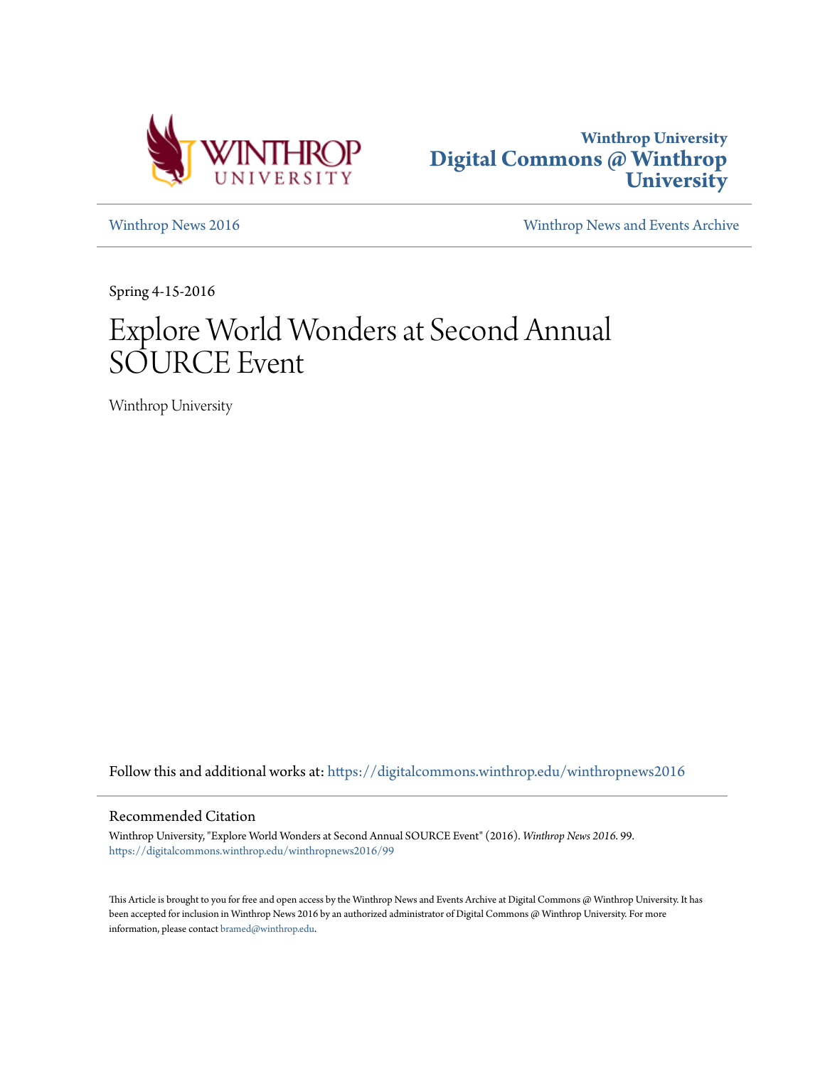Winthrop University
**Digital Commons @ Winthrop University**

Winthrop News 2016 | Winthrop News and Events Archive

Spring 4-15-2016

# Explore World Wonders at Second Annual SOURCE Event

Winthrop University

Follow this and additional works at: https://digitalcommons.winthrop.edu/winthropnews2016

## Recommended Citation

Winthrop University, "Explore World Wonders at Second Annual SOURCE Event" (2016). *Winthrop News 2016*. 99. https://digitalcommons.winthrop.edu/winthropnews2016/99

This Article is brought to you for free and open access by the Winthrop News and Events Archive at Digital Commons @ Winthrop University. It has been accepted for inclusion in Winthrop News 2016 by an authorized administrator of Digital Commons @ Winthrop University. For more information, please contact bramed@winthrop.edu.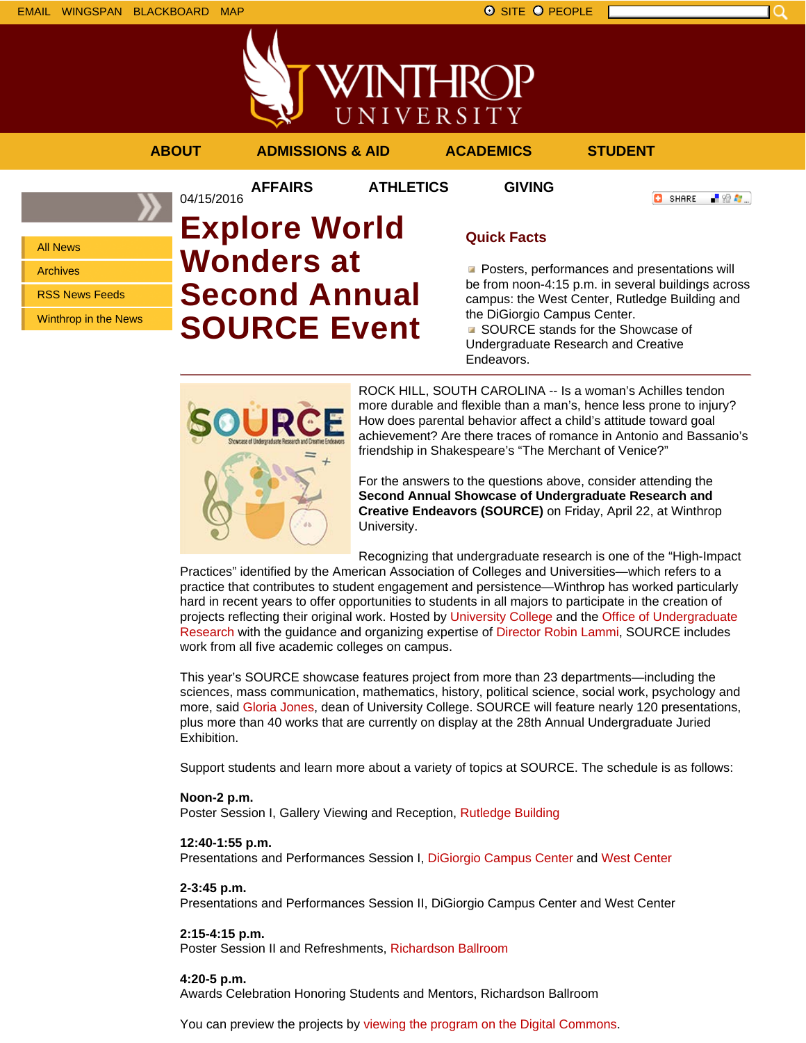EMAIL WINGSPAN BLACKBOARD MAP SITE PEOPLE

ABOUT ADMISSIONS & AID ACADEMICS STUDENT AFFAIRS ATHLETICS GIVING

- All News
- Archives
- RSS News Feeds
- Winthrop in the News

04/15/2016

# Explore World Wonders at Second Annual SOURCE Event

## Quick Facts

- Posters, performances and presentations will be from noon-4:15 p.m. in several buildings across campus: the West Center, Rutledge Building and the DiGiorgio Campus Center.
- SOURCE stands for the Showcase of Undergraduate Research and Creative Endeavors.

ROCK HILL, SOUTH CAROLINA -- Is a woman's Achilles tendon more durable and flexible than a man's, hence less prone to injury? How does parental behavior affect a child's attitude toward goal achievement? Are there traces of romance in Antonio and Bassanio's friendship in Shakespeare's "The Merchant of Venice?"

For the answers to the questions above, consider attending the **Second Annual Showcase of Undergraduate Research and Creative Endeavors (SOURCE)** on Friday, April 22, at Winthrop University.

Recognizing that undergraduate research is one of the "High-Impact Practices" identified by the American Association of Colleges and Universities—which refers to a practice that contributes to student engagement and persistence—Winthrop has worked particularly hard in recent years to offer opportunities to students in all majors to participate in the creation of projects reflecting their original work. Hosted by University College and the Office of Undergraduate Research with the guidance and organizing expertise of Director Robin Lammi, SOURCE includes work from all five academic colleges on campus.

This year's SOURCE showcase features project from more than 23 departments—including the sciences, mass communication, mathematics, history, political science, social work, psychology and more, said Gloria Jones, dean of University College. SOURCE will feature nearly 120 presentations, plus more than 40 works that are currently on display at the 28th Annual Undergraduate Juried Exhibition.

Support students and learn more about a variety of topics at SOURCE. The schedule is as follows:

**Noon-2 p.m.**
Poster Session I, Gallery Viewing and Reception, Rutledge Building

**12:40-1:55 p.m.**
Presentations and Performances Session I, DiGiorgio Campus Center and West Center

**2-3:45 p.m.**
Presentations and Performances Session II, DiGiorgio Campus Center and West Center

**2:15-4:15 p.m.**
Poster Session II and Refreshments, Richardson Ballroom

**4:20-5 p.m.**
Awards Celebration Honoring Students and Mentors, Richardson Ballroom

You can preview the projects by viewing the program on the Digital Commons.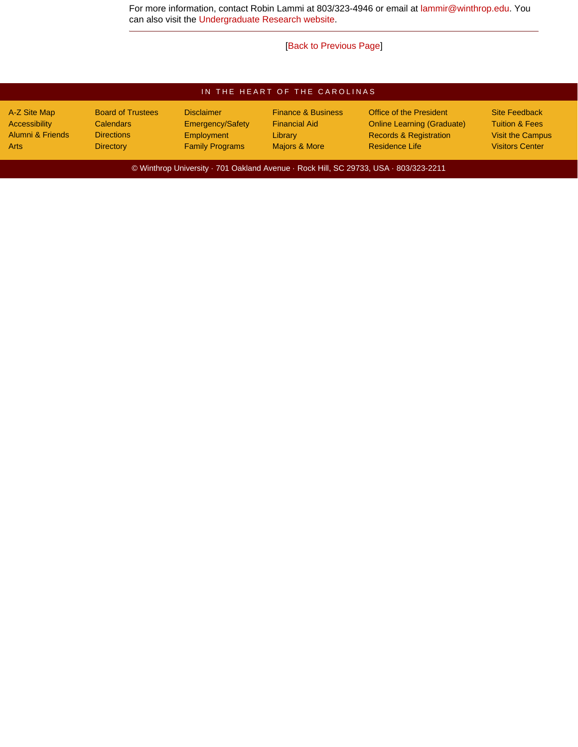For more information, contact Robin Lammi at 803/323-4946 or email at lammir@winthrop.edu. You can also visit the Undergraduate Research website.

---

[Back to Previous Page]

IN THE HEART OF THE CAROLINAS

A-Z Site Map
Accessibility
Alumni & Friends
Arts
Board of Trustees
Calendars
Directions
Directory
Disclaimer
Emergency/Safety
Employment
Family Programs
Finance & Business
Financial Aid
Library
Majors & More
Office of the President
Online Learning (Graduate)
Records & Registration
Residence Life
Site Feedback
Tuition & Fees
Visit the Campus
Visitors Center

© Winthrop University · 701 Oakland Avenue · Rock Hill, SC 29733, USA · 803/323-2211